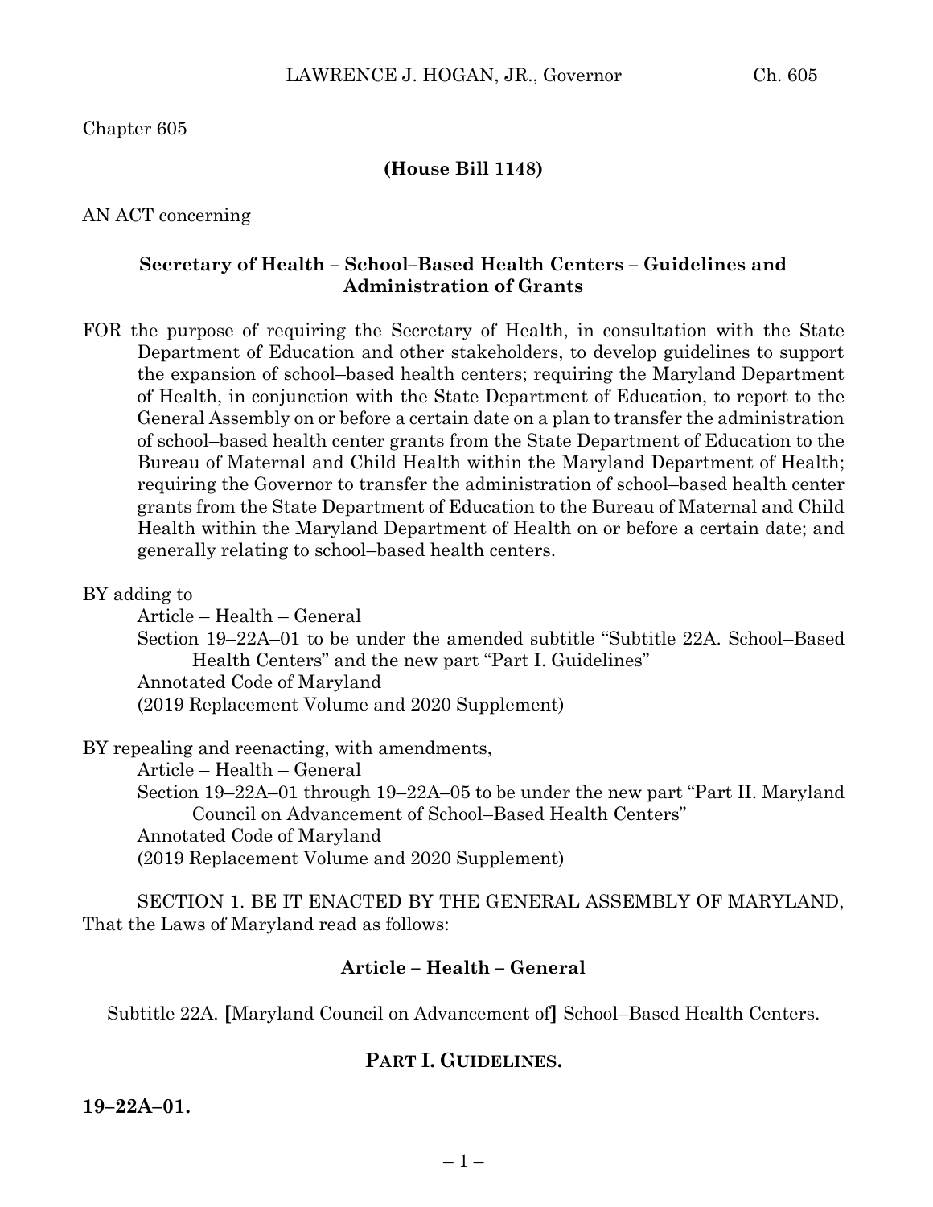Chapter 605

**(House Bill 1148)**

AN ACT concerning

**Secretary of Health – School–Based Health Centers – Guidelines and Administration of Grants**

FOR the purpose of requiring the Secretary of Health, in consultation with the State Department of Education and other stakeholders, to develop guidelines to support the expansion of school–based health centers; requiring the Maryland Department of Health, in conjunction with the State Department of Education, to report to the General Assembly on or before a certain date on a plan to transfer the administration of school–based health center grants from the State Department of Education to the Bureau of Maternal and Child Health within the Maryland Department of Health; requiring the Governor to transfer the administration of school–based health center grants from the State Department of Education to the Bureau of Maternal and Child Health within the Maryland Department of Health on or before a certain date; and generally relating to school–based health centers.

BY adding to

Article – Health – General
Section 19–22A–01 to be under the amended subtitle "Subtitle 22A. School–Based Health Centers" and the new part "Part I. Guidelines"
Annotated Code of Maryland
(2019 Replacement Volume and 2020 Supplement)

BY repealing and reenacting, with amendments,

Article – Health – General
Section 19–22A–01 through 19–22A–05 to be under the new part "Part II. Maryland Council on Advancement of School–Based Health Centers"
Annotated Code of Maryland
(2019 Replacement Volume and 2020 Supplement)

SECTION 1. BE IT ENACTED BY THE GENERAL ASSEMBLY OF MARYLAND, That the Laws of Maryland read as follows:

**Article – Health – General**

Subtitle 22A. **[**Maryland Council on Advancement of**]** School–Based Health Centers.

**PART I. GUIDELINES.**

**19–22A–01.**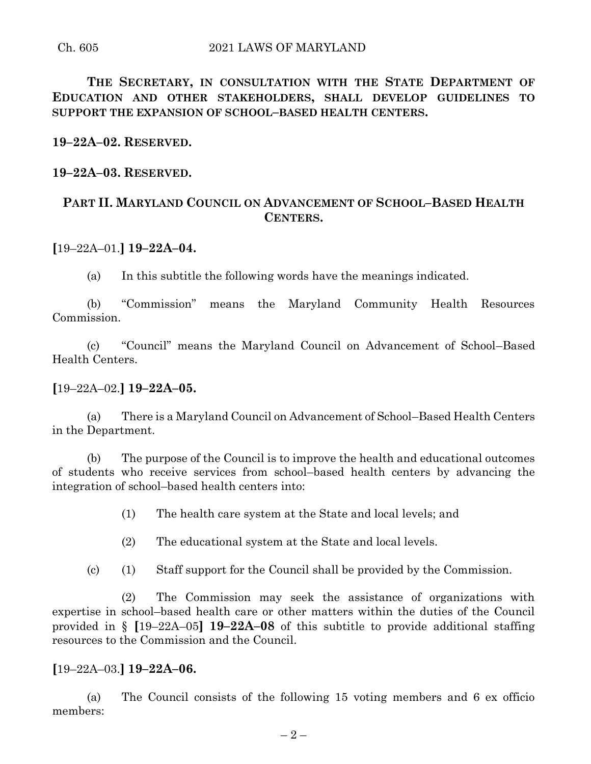**THE SECRETARY, IN CONSULTATION WITH THE STATE DEPARTMENT OF EDUCATION AND OTHER STAKEHOLDERS, SHALL DEVELOP GUIDELINES TO SUPPORT THE EXPANSION OF SCHOOL–BASED HEALTH CENTERS.**

**19–22A–02. RESERVED.**

**19–22A–03. RESERVED.**

**PART II. MARYLAND COUNCIL ON ADVANCEMENT OF SCHOOL–BASED HEALTH CENTERS.**

**[**19–22A–01.**] 19–22A–04.**

(a) In this subtitle the following words have the meanings indicated.

(b) "Commission" means the Maryland Community Health Resources Commission.

(c) "Council" means the Maryland Council on Advancement of School–Based Health Centers.

**[**19–22A–02.**] 19–22A–05.**

(a) There is a Maryland Council on Advancement of School–Based Health Centers in the Department.

(b) The purpose of the Council is to improve the health and educational outcomes of students who receive services from school–based health centers by advancing the integration of school–based health centers into:

(1) The health care system at the State and local levels; and

(2) The educational system at the State and local levels.

(c) (1) Staff support for the Council shall be provided by the Commission.

(2) The Commission may seek the assistance of organizations with expertise in school–based health care or other matters within the duties of the Council provided in § **[**19–22A–05**] 19–22A–08** of this subtitle to provide additional staffing resources to the Commission and the Council.

**[**19–22A–03.**] 19–22A–06.**

(a) The Council consists of the following 15 voting members and 6 ex officio members: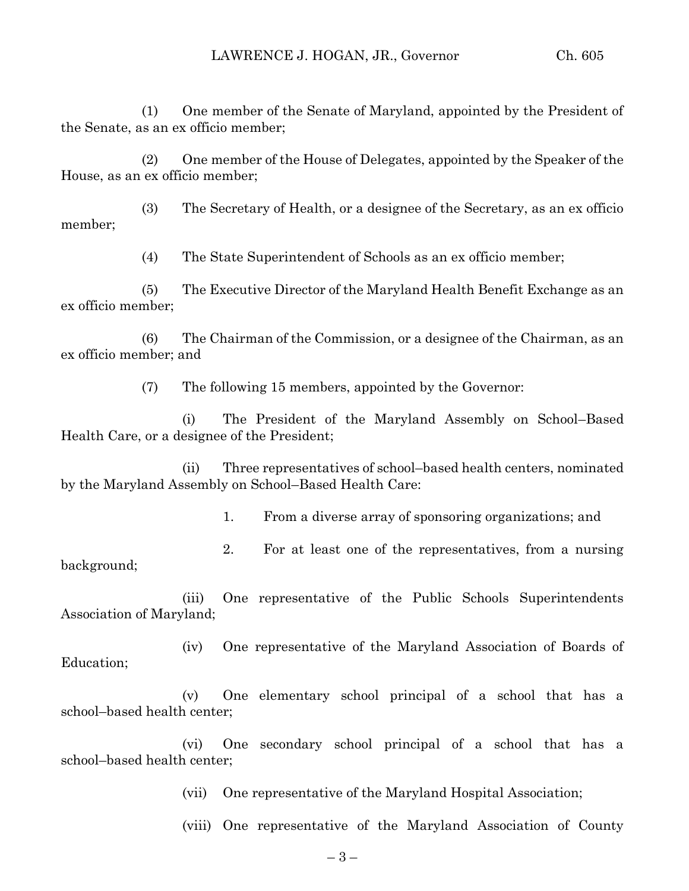(1) One member of the Senate of Maryland, appointed by the President of the Senate, as an ex officio member;

(2) One member of the House of Delegates, appointed by the Speaker of the House, as an ex officio member;

(3) The Secretary of Health, or a designee of the Secretary, as an ex officio member;

(4) The State Superintendent of Schools as an ex officio member;

(5) The Executive Director of the Maryland Health Benefit Exchange as an ex officio member;

(6) The Chairman of the Commission, or a designee of the Chairman, as an ex officio member; and

(7) The following 15 members, appointed by the Governor:

(i) The President of the Maryland Assembly on School–Based Health Care, or a designee of the President;

(ii) Three representatives of school–based health centers, nominated by the Maryland Assembly on School–Based Health Care:

1. From a diverse array of sponsoring organizations; and

2. For at least one of the representatives, from a nursing background;

(iii) One representative of the Public Schools Superintendents Association of Maryland;

(iv) One representative of the Maryland Association of Boards of Education;

(v) One elementary school principal of a school that has a school–based health center;

(vi) One secondary school principal of a school that has a school–based health center;

(vii) One representative of the Maryland Hospital Association;

(viii) One representative of the Maryland Association of County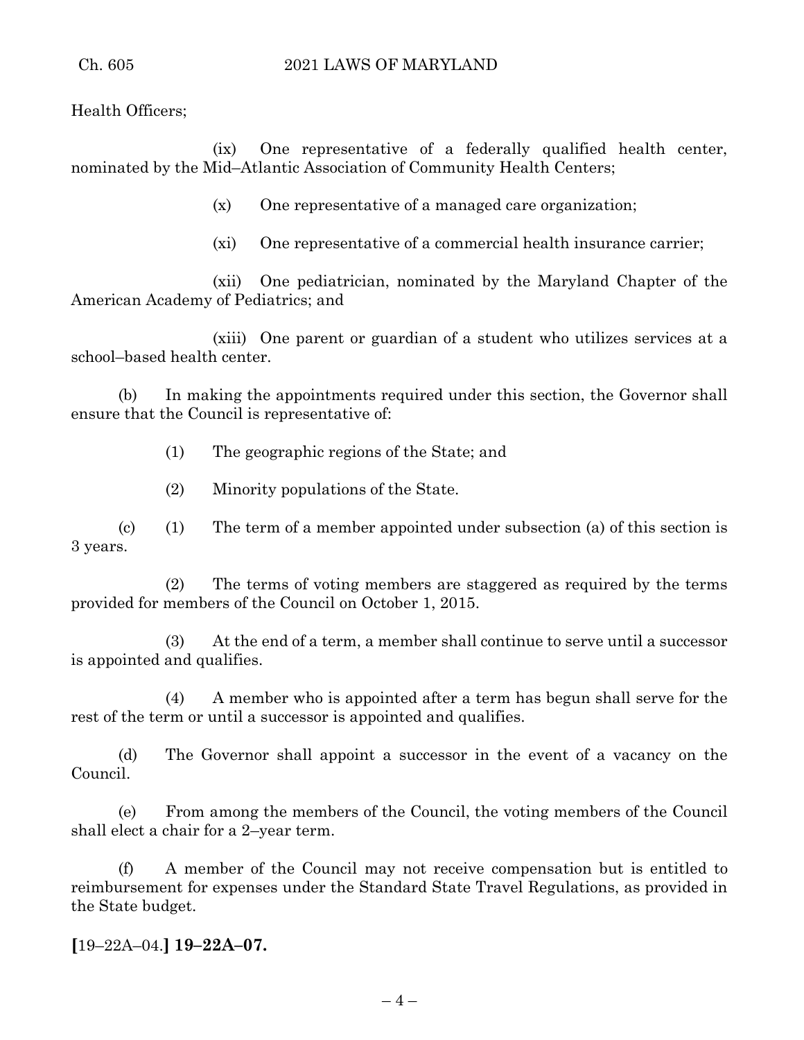Health Officers;

(ix) One representative of a federally qualified health center, nominated by the Mid–Atlantic Association of Community Health Centers;

(x) One representative of a managed care organization;

(xi) One representative of a commercial health insurance carrier;

(xii) One pediatrician, nominated by the Maryland Chapter of the American Academy of Pediatrics; and

(xiii) One parent or guardian of a student who utilizes services at a school–based health center.

(b) In making the appointments required under this section, the Governor shall ensure that the Council is representative of:

(1) The geographic regions of the State; and

(2) Minority populations of the State.

(c) (1) The term of a member appointed under subsection (a) of this section is 3 years.

(2) The terms of voting members are staggered as required by the terms provided for members of the Council on October 1, 2015.

(3) At the end of a term, a member shall continue to serve until a successor is appointed and qualifies.

(4) A member who is appointed after a term has begun shall serve for the rest of the term or until a successor is appointed and qualifies.

(d) The Governor shall appoint a successor in the event of a vacancy on the Council.

(e) From among the members of the Council, the voting members of the Council shall elect a chair for a 2–year term.

(f) A member of the Council may not receive compensation but is entitled to reimbursement for expenses under the Standard State Travel Regulations, as provided in the State budget.

**[**19–22A–04.**] 19–22A–07.**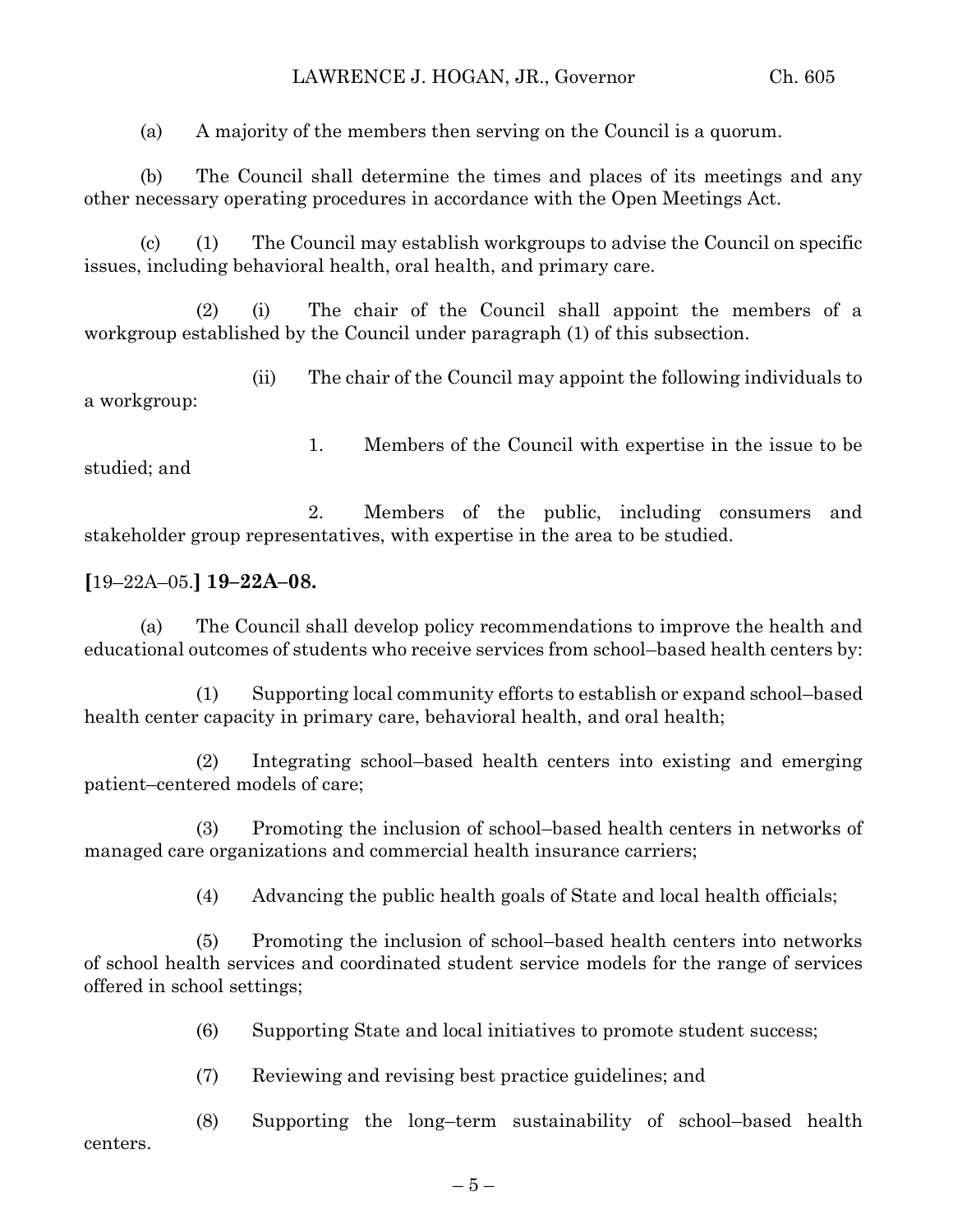(a) A majority of the members then serving on the Council is a quorum.

(b) The Council shall determine the times and places of its meetings and any other necessary operating procedures in accordance with the Open Meetings Act.

(c) (1) The Council may establish workgroups to advise the Council on specific issues, including behavioral health, oral health, and primary care.

(2) (i) The chair of the Council shall appoint the members of a workgroup established by the Council under paragraph (1) of this subsection.

(ii) The chair of the Council may appoint the following individuals to a workgroup:

1. Members of the Council with expertise in the issue to be studied; and

2. Members of the public, including consumers and stakeholder group representatives, with expertise in the area to be studied.

**[**19–22A–05.**] 19–22A–08.**

(a) The Council shall develop policy recommendations to improve the health and educational outcomes of students who receive services from school–based health centers by:

(1) Supporting local community efforts to establish or expand school–based health center capacity in primary care, behavioral health, and oral health;

(2) Integrating school–based health centers into existing and emerging patient–centered models of care;

(3) Promoting the inclusion of school–based health centers in networks of managed care organizations and commercial health insurance carriers;

(4) Advancing the public health goals of State and local health officials;

(5) Promoting the inclusion of school–based health centers into networks of school health services and coordinated student service models for the range of services offered in school settings;

(6) Supporting State and local initiatives to promote student success;

(7) Reviewing and revising best practice guidelines; and

(8) Supporting the long–term sustainability of school–based health centers.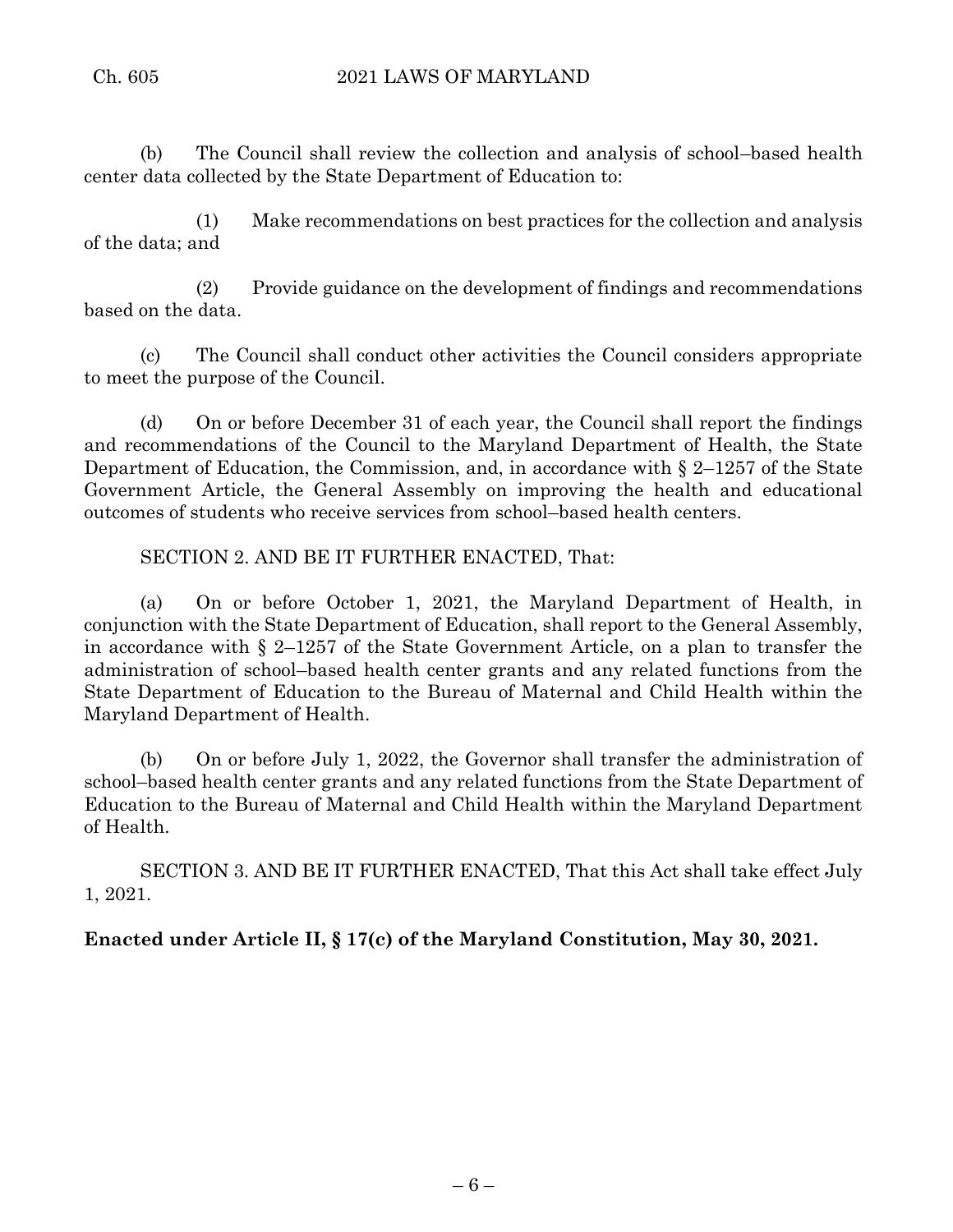(b) The Council shall review the collection and analysis of school–based health center data collected by the State Department of Education to:

(1) Make recommendations on best practices for the collection and analysis of the data; and

(2) Provide guidance on the development of findings and recommendations based on the data.

(c) The Council shall conduct other activities the Council considers appropriate to meet the purpose of the Council.

(d) On or before December 31 of each year, the Council shall report the findings and recommendations of the Council to the Maryland Department of Health, the State Department of Education, the Commission, and, in accordance with § 2–1257 of the State Government Article, the General Assembly on improving the health and educational outcomes of students who receive services from school–based health centers.

SECTION 2. AND BE IT FURTHER ENACTED, That:

(a) On or before October 1, 2021, the Maryland Department of Health, in conjunction with the State Department of Education, shall report to the General Assembly, in accordance with § 2–1257 of the State Government Article, on a plan to transfer the administration of school–based health center grants and any related functions from the State Department of Education to the Bureau of Maternal and Child Health within the Maryland Department of Health.

(b) On or before July 1, 2022, the Governor shall transfer the administration of school–based health center grants and any related functions from the State Department of Education to the Bureau of Maternal and Child Health within the Maryland Department of Health.

SECTION 3. AND BE IT FURTHER ENACTED, That this Act shall take effect July 1, 2021.

**Enacted under Article II, § 17(c) of the Maryland Constitution, May 30, 2021.**